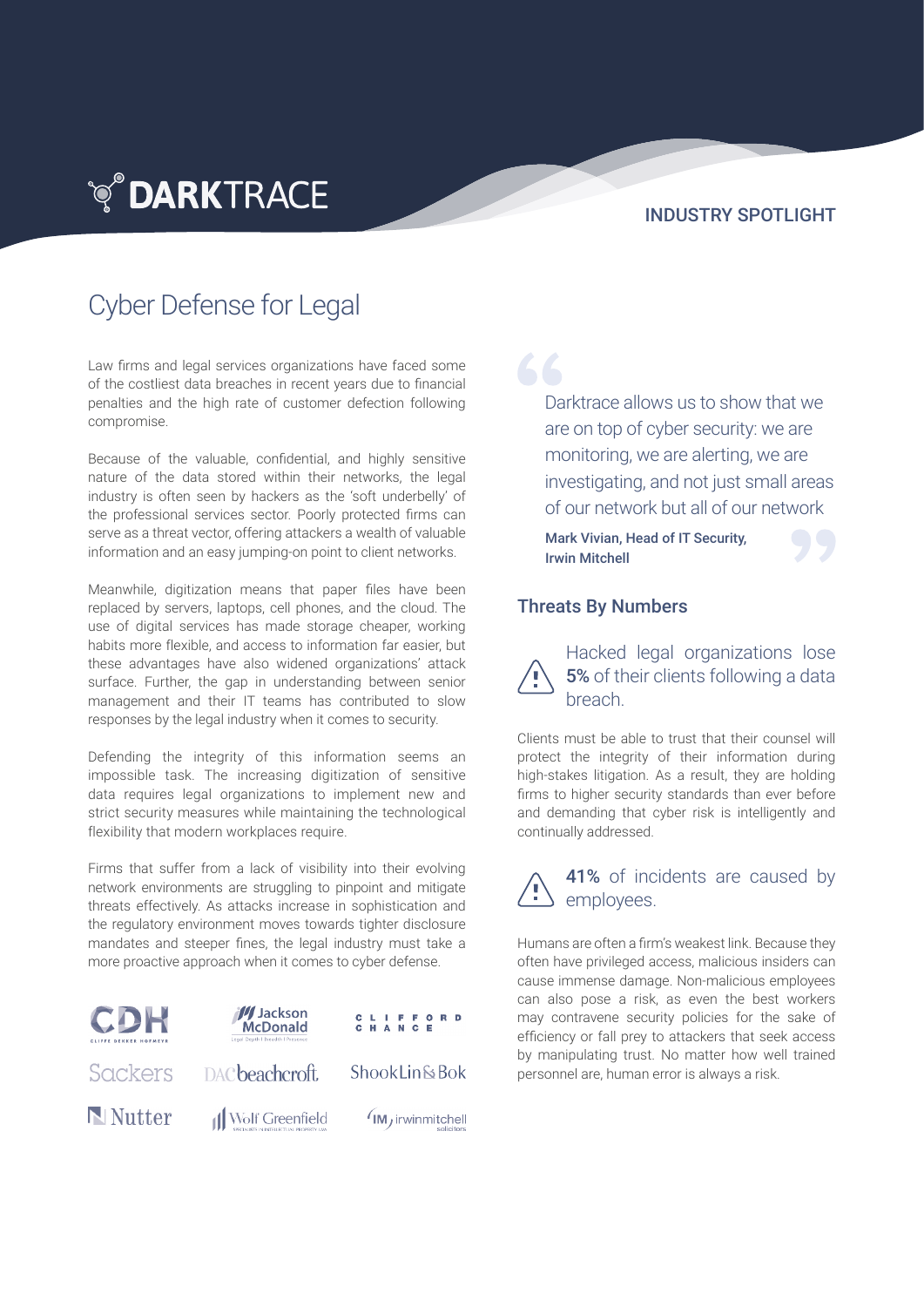DARKTRACE

INDUSTRY SPOTLIGHT

# Cyber Defense for Legal

Law firms and legal services organizations have faced some of the costliest data breaches in recent years due to financial penalties and the high rate of customer defection following compromise.

Because of the valuable, confidential, and highly sensitive nature of the data stored within their networks, the legal industry is often seen by hackers as the 'soft underbelly' of the professional services sector. Poorly protected firms can serve as a threat vector, offering attackers a wealth of valuable information and an easy jumping-on point to client networks.

Meanwhile, digitization means that paper files have been replaced by servers, laptops, cell phones, and the cloud. The use of digital services has made storage cheaper, working habits more flexible, and access to information far easier, but these advantages have also widened organizations' attack surface. Further, the gap in understanding between senior management and their IT teams has contributed to slow responses by the legal industry when it comes to security.

Defending the integrity of this information seems an impossible task. The increasing digitization of sensitive data requires legal organizations to implement new and strict security measures while maintaining the technological flexibility that modern workplaces require.

Firms that suffer from a lack of visibility into their evolving network environments are struggling to pinpoint and mitigate threats effectively. As attacks increase in sophistication and the regulatory environment moves towards tighter disclosure mandates and steeper fines, the legal industry must take a more proactive approach when it comes to cyber defense.

CDH Cliffe Dekker Hofmeyr | Jackson McDonald | Clifford Chance | Sackers | DAC beachcroft | ShookLin&Bok | Nutter | Wolf Greenfield | irwinmitchell solicitors

> Darktrace allows us to show that we are on top of cyber security: we are monitoring, we are alerting, we are investigating, and not just small areas of our network but all of our network
>
> **Mark Vivian, Head of IT Security, Irwin Mitchell**

## Threats By Numbers

Hacked legal organizations lose **5%** of their clients following a data breach.

Clients must be able to trust that their counsel will protect the integrity of their information during high-stakes litigation. As a result, they are holding firms to higher security standards than ever before and demanding that cyber risk is intelligently and continually addressed.

**41%** of incidents are caused by employees.

Humans are often a firm's weakest link. Because they often have privileged access, malicious insiders can cause immense damage. Non-malicious employees can also pose a risk, as even the best workers may contravene security policies for the sake of efficiency or fall prey to attackers that seek access by manipulating trust. No matter how well trained personnel are, human error is always a risk.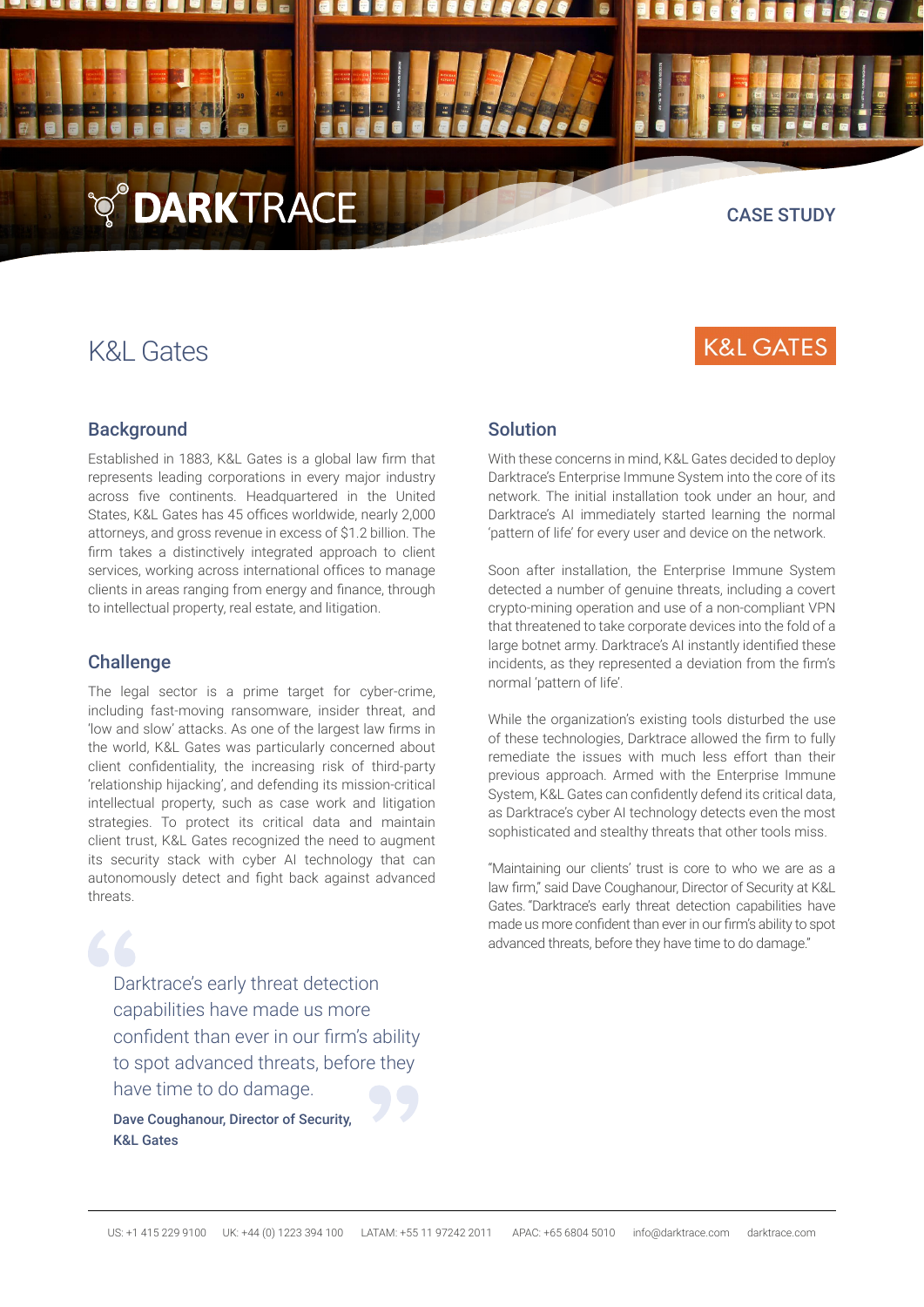DARKTRACE

CASE STUDY

# K&L Gates

K&L GATES

## Background

Established in 1883, K&L Gates is a global law firm that represents leading corporations in every major industry across five continents. Headquartered in the United States, K&L Gates has 45 offices worldwide, nearly 2,000 attorneys, and gross revenue in excess of $1.2 billion. The firm takes a distinctively integrated approach to client services, working across international offices to manage clients in areas ranging from energy and finance, through to intellectual property, real estate, and litigation.

## Challenge

The legal sector is a prime target for cyber-crime, including fast-moving ransomware, insider threat, and 'low and slow' attacks. As one of the largest law firms in the world, K&L Gates was particularly concerned about client confidentiality, the increasing risk of third-party 'relationship hijacking', and defending its mission-critical intellectual property, such as case work and litigation strategies. To protect its critical data and maintain client trust, K&L Gates recognized the need to augment its security stack with cyber AI technology that can autonomously detect and fight back against advanced threats.

> Darktrace's early threat detection capabilities have made us more confident than ever in our firm's ability to spot advanced threats, before they have time to do damage.
>
> **Dave Coughanour, Director of Security, K&L Gates**

## Solution

With these concerns in mind, K&L Gates decided to deploy Darktrace's Enterprise Immune System into the core of its network. The initial installation took under an hour, and Darktrace's AI immediately started learning the normal 'pattern of life' for every user and device on the network.

Soon after installation, the Enterprise Immune System detected a number of genuine threats, including a covert crypto-mining operation and use of a non-compliant VPN that threatened to take corporate devices into the fold of a large botnet army. Darktrace's AI instantly identified these incidents, as they represented a deviation from the firm's normal 'pattern of life'.

While the organization's existing tools disturbed the use of these technologies, Darktrace allowed the firm to fully remediate the issues with much less effort than their previous approach. Armed with the Enterprise Immune System, K&L Gates can confidently defend its critical data, as Darktrace's cyber AI technology detects even the most sophisticated and stealthy threats that other tools miss.

"Maintaining our clients' trust is core to who we are as a law firm," said Dave Coughanour, Director of Security at K&L Gates. "Darktrace's early threat detection capabilities have made us more confident than ever in our firm's ability to spot advanced threats, before they have time to do damage."

---

US: +1 415 229 9100 UK: +44 (0) 1223 394 100 LATAM: +55 11 97242 2011 APAC: +65 6804 5010 info@darktrace.com darktrace.com